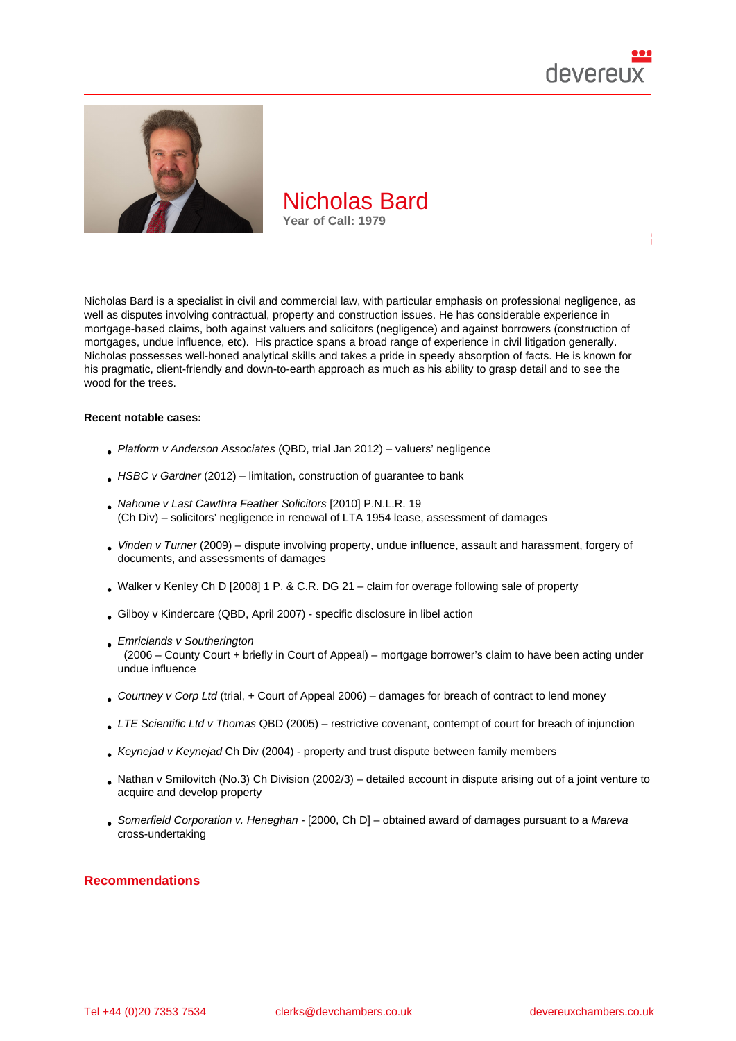# Nicholas Bard

**Year of Call: 1979**

Nicholas Bard is a specialist in civil and commercial law, with particular emphasis on professional negligence, as well as disputes involving contractual, property and construction issues. He has considerable experience in mortgage-based claims, both against valuers and solicitors (negligence) and against borrowers (construction of mortgages, undue influence, etc). His practice spans a broad range of experience in civil litigation generally. Nicholas possesses well-honed analytical skills and takes a pride in speedy absorption of facts. He is known for his pragmatic, client-friendly and down-to-earth approach as much as his ability to grasp detail and to see the wood for the trees.

**Recent notable cases:**

- *Platform v Anderson Associates* (QBD, trial Jan 2012) – valuers' negligence
- *HSBC v Gardner* (2012) – limitation, construction of guarantee to bank
- *Nahome v Last Cawthra Feather Solicitors* [2010] P.N.L.R. 19 (Ch Div) – solicitors' negligence in renewal of LTA 1954 lease, assessment of damages
- *Vinden v Turner* (2009) – dispute involving property, undue influence, assault and harassment, forgery of documents, and assessments of damages
- Walker v Kenley Ch D [2008] 1 P. & C.R. DG 21 – claim for overage following sale of property
- Gilboy v Kindercare (QBD, April 2007) - specific disclosure in libel action
- *Emriclands v Southerington* (2006 – County Court + briefly in Court of Appeal) – mortgage borrower's claim to have been acting under undue influence
- *Courtney v Corp Ltd* (trial, + Court of Appeal 2006) – damages for breach of contract to lend money
- *LTE Scientific Ltd v Thomas* QBD (2005) – restrictive covenant, contempt of court for breach of injunction
- *Keynejad v Keynejad* Ch Div (2004) - property and trust dispute between family members
- Nathan v Smilovitch (No.3) Ch Division (2002/3) – detailed account in dispute arising out of a joint venture to acquire and develop property
- *Somerfield Corporation v. Heneghan* - [2000, Ch D] – obtained award of damages pursuant to a *Mareva* cross-undertaking

## Recommendations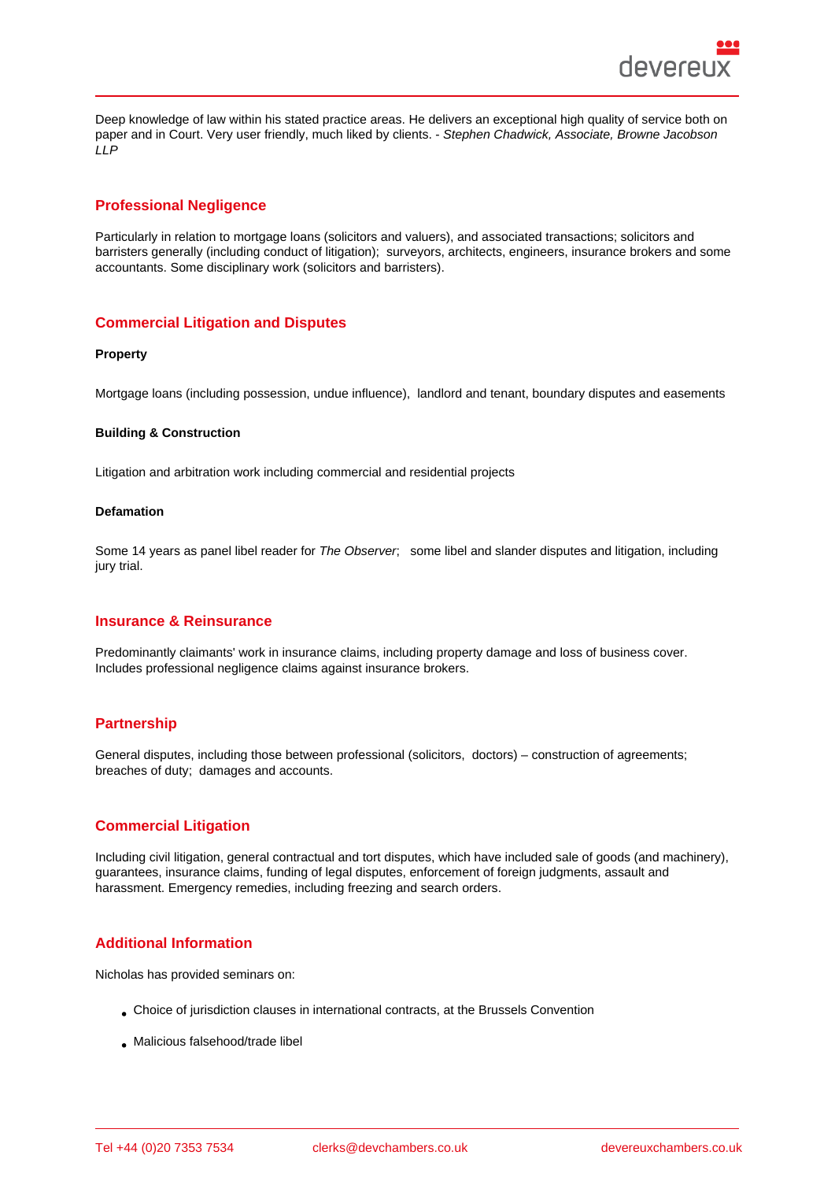Deep knowledge of law within his stated practice areas. He delivers an exceptional high quality of service both on paper and in Court. Very user friendly, much liked by clients. - *Stephen Chadwick, Associate, Browne Jacobson LLP*

## Professional Negligence

Particularly in relation to mortgage loans (solicitors and valuers), and associated transactions; solicitors and barristers generally (including conduct of litigation); surveyors, architects, engineers, insurance brokers and some accountants. Some disciplinary work (solicitors and barristers).

## Commercial Litigation and Disputes

**Property**

Mortgage loans (including possession, undue influence), landlord and tenant, boundary disputes and easements

**Building & Construction**

Litigation and arbitration work including commercial and residential projects

**Defamation**

Some 14 years as panel libel reader for *The Observer*; some libel and slander disputes and litigation, including jury trial.

## Insurance & Reinsurance

Predominantly claimants' work in insurance claims, including property damage and loss of business cover. Includes professional negligence claims against insurance brokers.

## Partnership

General disputes, including those between professional (solicitors, doctors) – construction of agreements; breaches of duty; damages and accounts.

## Commercial Litigation

Including civil litigation, general contractual and tort disputes, which have included sale of goods (and machinery), guarantees, insurance claims, funding of legal disputes, enforcement of foreign judgments, assault and harassment. Emergency remedies, including freezing and search orders.

## Additional Information

Nicholas has provided seminars on:

- Choice of jurisdiction clauses in international contracts, at the Brussels Convention
- Malicious falsehood/trade libel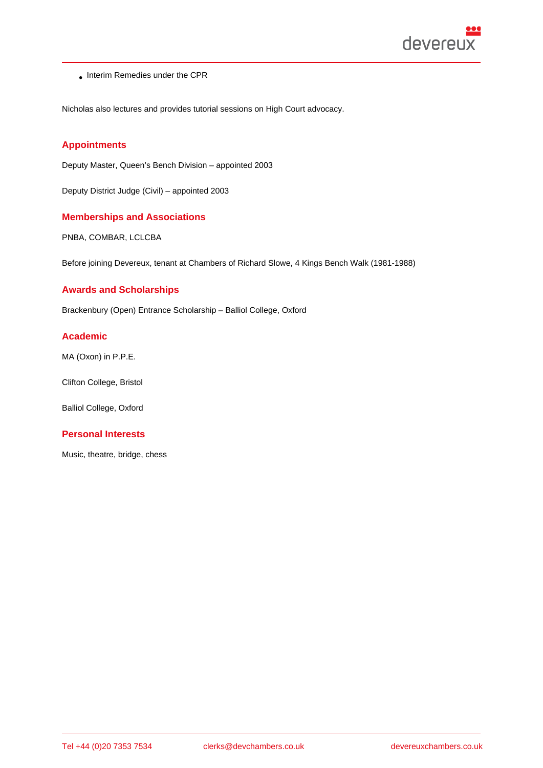- Interim Remedies under the CPR

Nicholas also lectures and provides tutorial sessions on High Court advocacy.

## Appointments

Deputy Master, Queen's Bench Division – appointed 2003

Deputy District Judge (Civil) – appointed 2003

## Memberships and Associations

PNBA, COMBAR, LCLCBA

Before joining Devereux, tenant at Chambers of Richard Slowe, 4 Kings Bench Walk (1981-1988)

## Awards and Scholarships

Brackenbury (Open) Entrance Scholarship – Balliol College, Oxford

## Academic

MA (Oxon) in P.P.E.

Clifton College, Bristol

Balliol College, Oxford

## Personal Interests

Music, theatre, bridge, chess